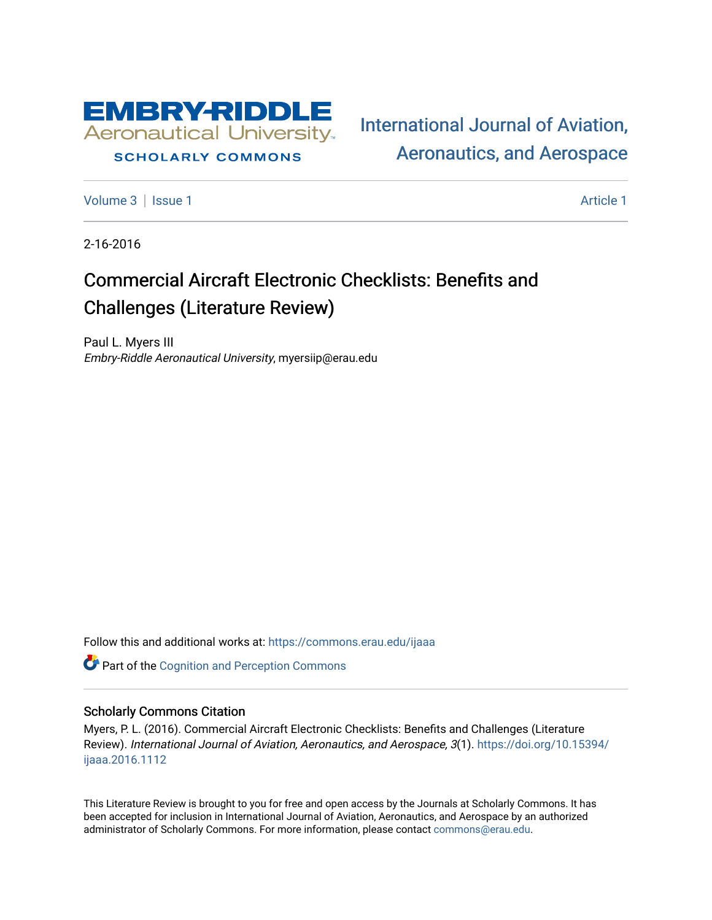EMBRY-RIDDLE Aeronautical University

SCHOLARLY COMMONS

International Journal of Aviation, Aeronautics, and Aerospace

Volume 3 | Issue 1 Article 1

2-16-2016

# Commercial Aircraft Electronic Checklists: Benefits and Challenges (Literature Review)

Paul L. Myers III
*Embry-Riddle Aeronautical University*, myersiip@erau.edu

Follow this and additional works at: https://commons.erau.edu/ijaaa

Part of the Cognition and Perception Commons

## Scholarly Commons Citation

Myers, P. L. (2016). Commercial Aircraft Electronic Checklists: Benefits and Challenges (Literature Review). *International Journal of Aviation, Aeronautics, and Aerospace, 3*(1). https://doi.org/10.15394/ijaaa.2016.1112

This Literature Review is brought to you for free and open access by the Journals at Scholarly Commons. It has been accepted for inclusion in International Journal of Aviation, Aeronautics, and Aerospace by an authorized administrator of Scholarly Commons. For more information, please contact commons@erau.edu.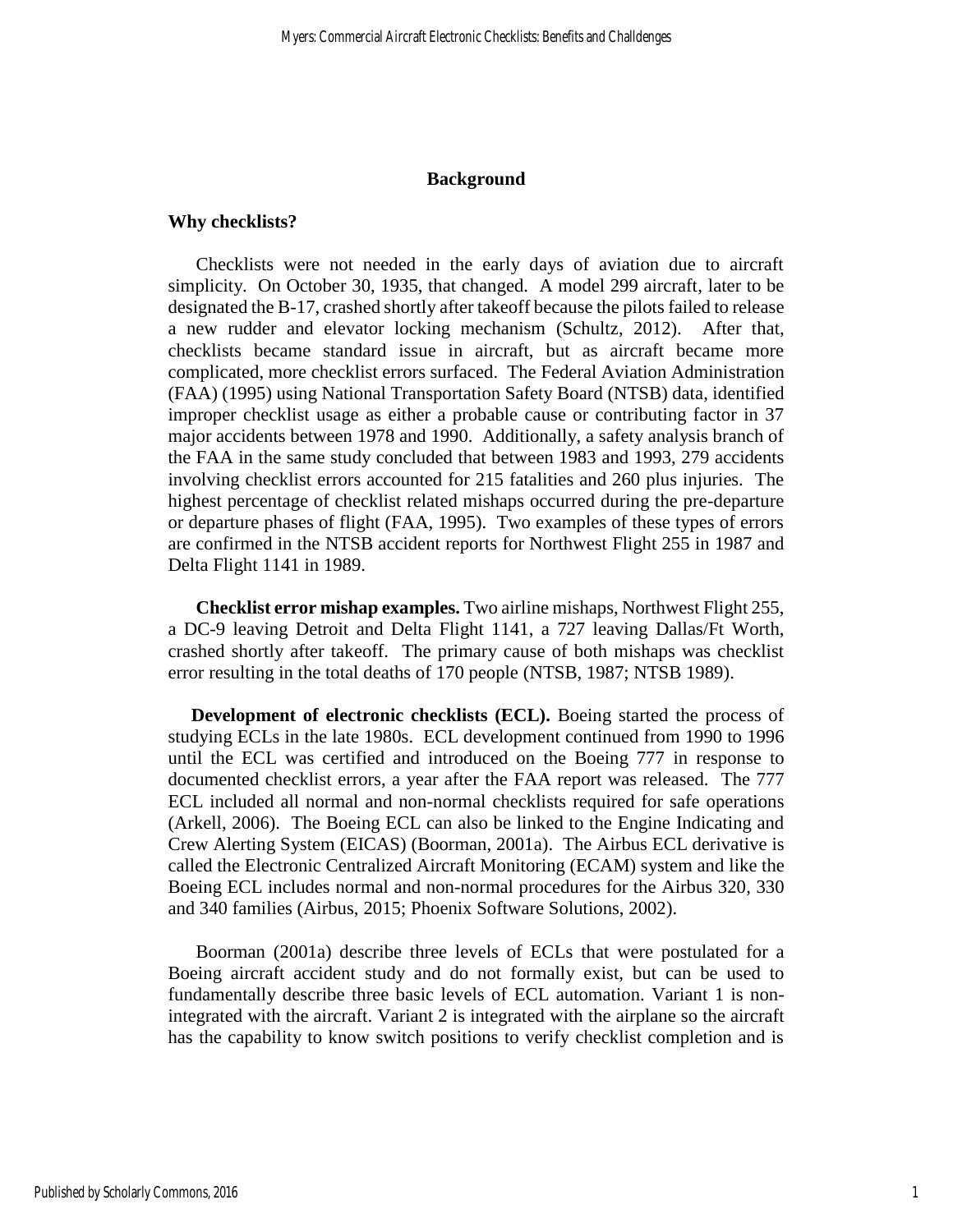## Background

### Why checklists?

Checklists were not needed in the early days of aviation due to aircraft simplicity. On October 30, 1935, that changed. A model 299 aircraft, later to be designated the B-17, crashed shortly after takeoff because the pilots failed to release a new rudder and elevator locking mechanism (Schultz, 2012). After that, checklists became standard issue in aircraft, but as aircraft became more complicated, more checklist errors surfaced. The Federal Aviation Administration (FAA) (1995) using National Transportation Safety Board (NTSB) data, identified improper checklist usage as either a probable cause or contributing factor in 37 major accidents between 1978 and 1990. Additionally, a safety analysis branch of the FAA in the same study concluded that between 1983 and 1993, 279 accidents involving checklist errors accounted for 215 fatalities and 260 plus injuries. The highest percentage of checklist related mishaps occurred during the pre-departure or departure phases of flight (FAA, 1995). Two examples of these types of errors are confirmed in the NTSB accident reports for Northwest Flight 255 in 1987 and Delta Flight 1141 in 1989.

**Checklist error mishap examples.** Two airline mishaps, Northwest Flight 255, a DC-9 leaving Detroit and Delta Flight 1141, a 727 leaving Dallas/Ft Worth, crashed shortly after takeoff. The primary cause of both mishaps was checklist error resulting in the total deaths of 170 people (NTSB, 1987; NTSB 1989).

**Development of electronic checklists (ECL).** Boeing started the process of studying ECLs in the late 1980s. ECL development continued from 1990 to 1996 until the ECL was certified and introduced on the Boeing 777 in response to documented checklist errors, a year after the FAA report was released. The 777 ECL included all normal and non-normal checklists required for safe operations (Arkell, 2006). The Boeing ECL can also be linked to the Engine Indicating and Crew Alerting System (EICAS) (Boorman, 2001a). The Airbus ECL derivative is called the Electronic Centralized Aircraft Monitoring (ECAM) system and like the Boeing ECL includes normal and non-normal procedures for the Airbus 320, 330 and 340 families (Airbus, 2015; Phoenix Software Solutions, 2002).

Boorman (2001a) describe three levels of ECLs that were postulated for a Boeing aircraft accident study and do not formally exist, but can be used to fundamentally describe three basic levels of ECL automation. Variant 1 is non-integrated with the aircraft. Variant 2 is integrated with the airplane so the aircraft has the capability to know switch positions to verify checklist completion and is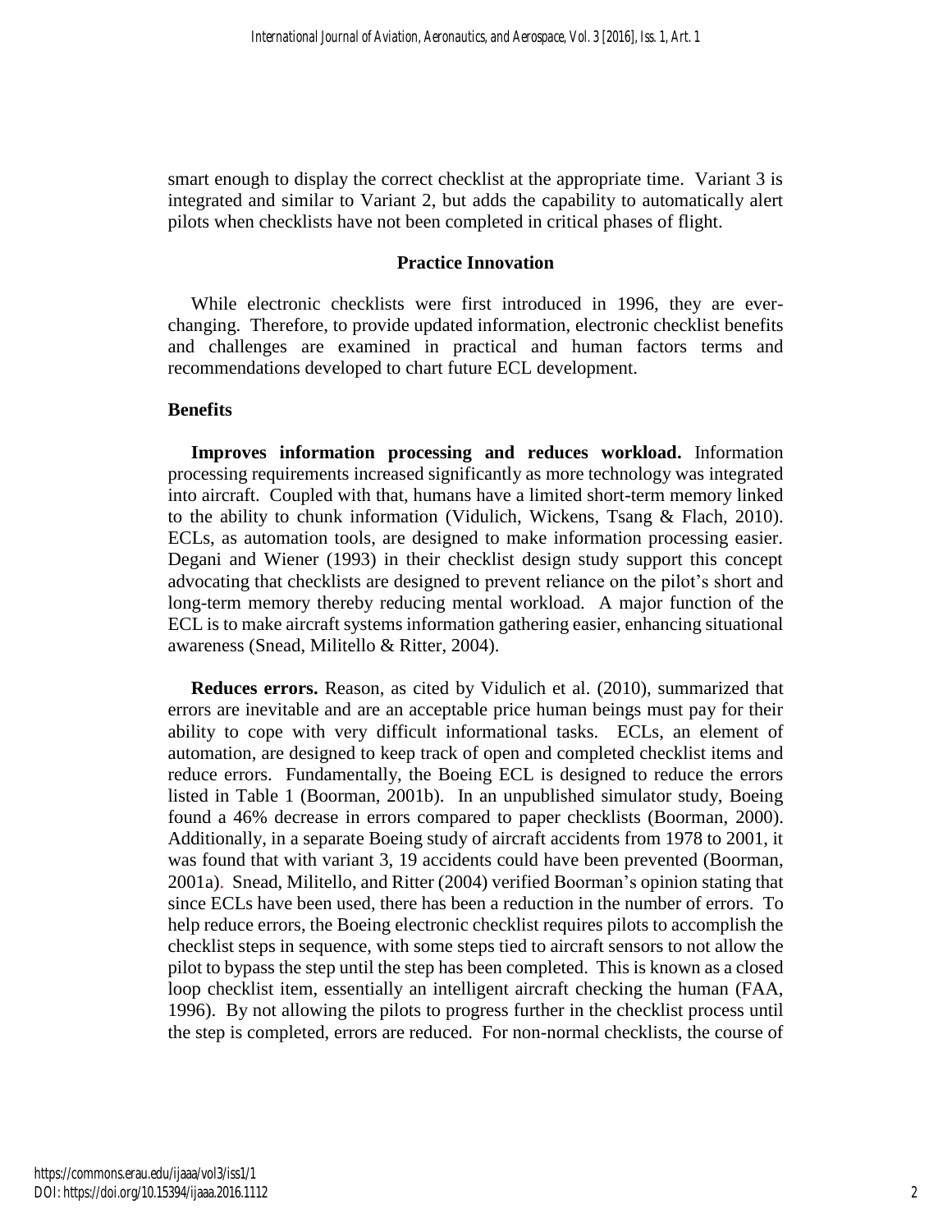smart enough to display the correct checklist at the appropriate time. Variant 3 is integrated and similar to Variant 2, but adds the capability to automatically alert pilots when checklists have not been completed in critical phases of flight.

## Practice Innovation

While electronic checklists were first introduced in 1996, they are ever-changing. Therefore, to provide updated information, electronic checklist benefits and challenges are examined in practical and human factors terms and recommendations developed to chart future ECL development.

### Benefits

**Improves information processing and reduces workload.** Information processing requirements increased significantly as more technology was integrated into aircraft. Coupled with that, humans have a limited short-term memory linked to the ability to chunk information (Vidulich, Wickens, Tsang & Flach, 2010). ECLs, as automation tools, are designed to make information processing easier. Degani and Wiener (1993) in their checklist design study support this concept advocating that checklists are designed to prevent reliance on the pilot's short and long-term memory thereby reducing mental workload. A major function of the ECL is to make aircraft systems information gathering easier, enhancing situational awareness (Snead, Militello & Ritter, 2004).

**Reduces errors.** Reason, as cited by Vidulich et al. (2010), summarized that errors are inevitable and are an acceptable price human beings must pay for their ability to cope with very difficult informational tasks. ECLs, an element of automation, are designed to keep track of open and completed checklist items and reduce errors. Fundamentally, the Boeing ECL is designed to reduce the errors listed in Table 1 (Boorman, 2001b). In an unpublished simulator study, Boeing found a 46% decrease in errors compared to paper checklists (Boorman, 2000). Additionally, in a separate Boeing study of aircraft accidents from 1978 to 2001, it was found that with variant 3, 19 accidents could have been prevented (Boorman, 2001a). Snead, Militello, and Ritter (2004) verified Boorman's opinion stating that since ECLs have been used, there has been a reduction in the number of errors. To help reduce errors, the Boeing electronic checklist requires pilots to accomplish the checklist steps in sequence, with some steps tied to aircraft sensors to not allow the pilot to bypass the step until the step has been completed. This is known as a closed loop checklist item, essentially an intelligent aircraft checking the human (FAA, 1996). By not allowing the pilots to progress further in the checklist process until the step is completed, errors are reduced. For non-normal checklists, the course of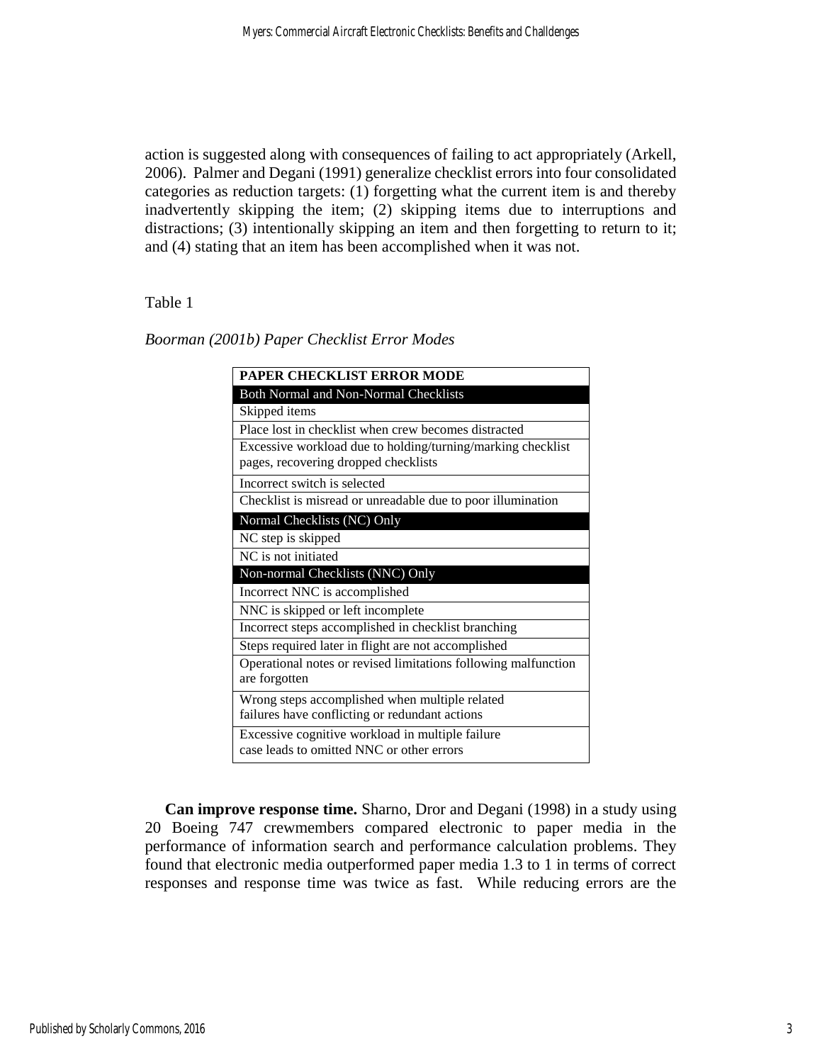action is suggested along with consequences of failing to act appropriately (Arkell, 2006). Palmer and Degani (1991) generalize checklist errors into four consolidated categories as reduction targets: (1) forgetting what the current item is and thereby inadvertently skipping the item; (2) skipping items due to interruptions and distractions; (3) intentionally skipping an item and then forgetting to return to it; and (4) stating that an item has been accomplished when it was not.

Table 1

*Boorman (2001b) Paper Checklist Error Modes*

| PAPER CHECKLIST ERROR MODE |
|---|
| Both Normal and Non-Normal Checklists |
| Skipped items |
| Place lost in checklist when crew becomes distracted |
| Excessive workload due to holding/turning/marking checklist pages, recovering dropped checklists |
| Incorrect switch is selected |
| Checklist is misread or unreadable due to poor illumination |
| Normal Checklists (NC) Only |
| NC step is skipped |
| NC is not initiated |
| Non-normal Checklists (NNC) Only |
| Incorrect NNC is accomplished |
| NNC is skipped or left incomplete |
| Incorrect steps accomplished in checklist branching |
| Steps required later in flight are not accomplished |
| Operational notes or revised limitations following malfunction are forgotten |
| Wrong steps accomplished when multiple related failures have conflicting or redundant actions |
| Excessive cognitive workload in multiple failure case leads to omitted NNC or other errors |

**Can improve response time.** Sharno, Dror and Degani (1998) in a study using 20 Boeing 747 crewmembers compared electronic to paper media in the performance of information search and performance calculation problems. They found that electronic media outperformed paper media 1.3 to 1 in terms of correct responses and response time was twice as fast. While reducing errors are the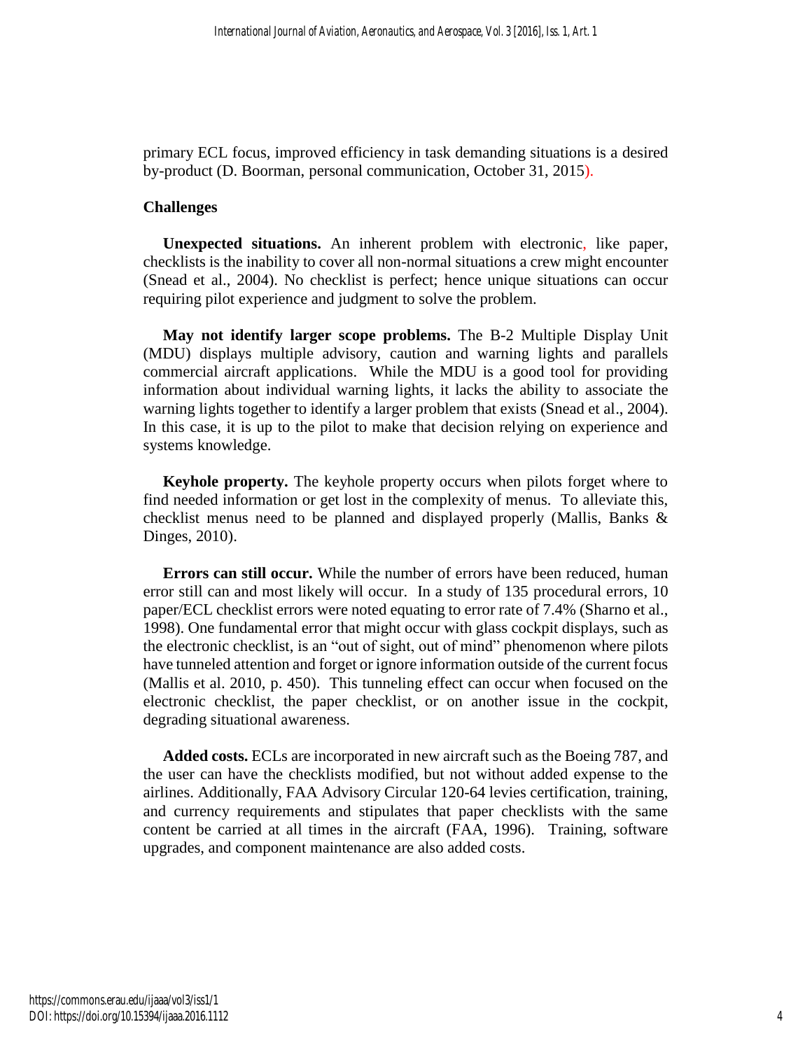primary ECL focus, improved efficiency in task demanding situations is a desired by-product (D. Boorman, personal communication, October 31, 2015).

### Challenges

**Unexpected situations.** An inherent problem with electronic, like paper, checklists is the inability to cover all non-normal situations a crew might encounter (Snead et al., 2004). No checklist is perfect; hence unique situations can occur requiring pilot experience and judgment to solve the problem.

**May not identify larger scope problems.** The B-2 Multiple Display Unit (MDU) displays multiple advisory, caution and warning lights and parallels commercial aircraft applications. While the MDU is a good tool for providing information about individual warning lights, it lacks the ability to associate the warning lights together to identify a larger problem that exists (Snead et al., 2004). In this case, it is up to the pilot to make that decision relying on experience and systems knowledge.

**Keyhole property.** The keyhole property occurs when pilots forget where to find needed information or get lost in the complexity of menus. To alleviate this, checklist menus need to be planned and displayed properly (Mallis, Banks & Dinges, 2010).

**Errors can still occur.** While the number of errors have been reduced, human error still can and most likely will occur. In a study of 135 procedural errors, 10 paper/ECL checklist errors were noted equating to error rate of 7.4% (Sharno et al., 1998). One fundamental error that might occur with glass cockpit displays, such as the electronic checklist, is an "out of sight, out of mind" phenomenon where pilots have tunneled attention and forget or ignore information outside of the current focus (Mallis et al. 2010, p. 450). This tunneling effect can occur when focused on the electronic checklist, the paper checklist, or on another issue in the cockpit, degrading situational awareness.

**Added costs.** ECLs are incorporated in new aircraft such as the Boeing 787, and the user can have the checklists modified, but not without added expense to the airlines. Additionally, FAA Advisory Circular 120-64 levies certification, training, and currency requirements and stipulates that paper checklists with the same content be carried at all times in the aircraft (FAA, 1996). Training, software upgrades, and component maintenance are also added costs.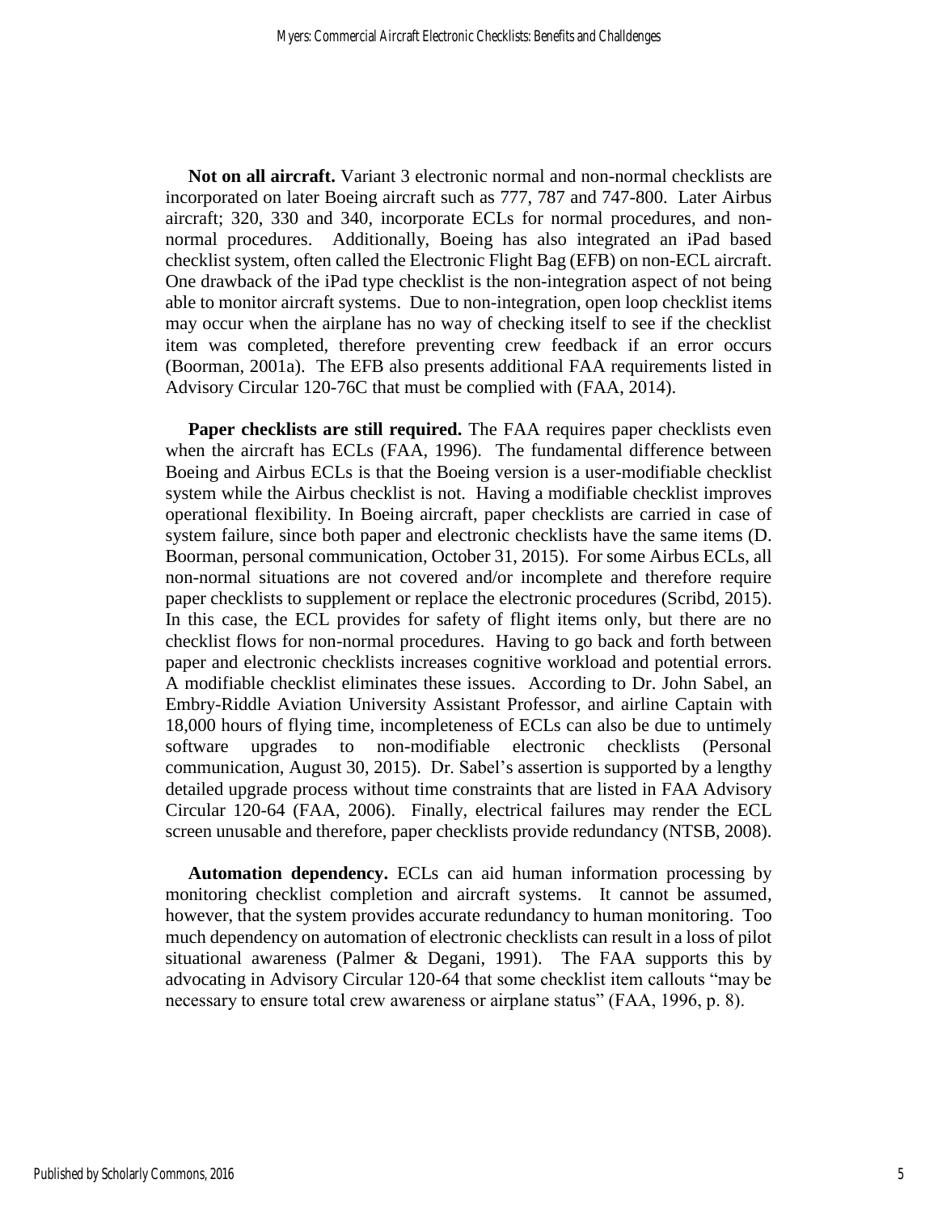**Not on all aircraft.** Variant 3 electronic normal and non-normal checklists are incorporated on later Boeing aircraft such as 777, 787 and 747-800. Later Airbus aircraft; 320, 330 and 340, incorporate ECLs for normal procedures, and non-normal procedures. Additionally, Boeing has also integrated an iPad based checklist system, often called the Electronic Flight Bag (EFB) on non-ECL aircraft. One drawback of the iPad type checklist is the non-integration aspect of not being able to monitor aircraft systems. Due to non-integration, open loop checklist items may occur when the airplane has no way of checking itself to see if the checklist item was completed, therefore preventing crew feedback if an error occurs (Boorman, 2001a). The EFB also presents additional FAA requirements listed in Advisory Circular 120-76C that must be complied with (FAA, 2014).

**Paper checklists are still required.** The FAA requires paper checklists even when the aircraft has ECLs (FAA, 1996). The fundamental difference between Boeing and Airbus ECLs is that the Boeing version is a user-modifiable checklist system while the Airbus checklist is not. Having a modifiable checklist improves operational flexibility. In Boeing aircraft, paper checklists are carried in case of system failure, since both paper and electronic checklists have the same items (D. Boorman, personal communication, October 31, 2015). For some Airbus ECLs, all non-normal situations are not covered and/or incomplete and therefore require paper checklists to supplement or replace the electronic procedures (Scribd, 2015). In this case, the ECL provides for safety of flight items only, but there are no checklist flows for non-normal procedures. Having to go back and forth between paper and electronic checklists increases cognitive workload and potential errors. A modifiable checklist eliminates these issues. According to Dr. John Sabel, an Embry-Riddle Aviation University Assistant Professor, and airline Captain with 18,000 hours of flying time, incompleteness of ECLs can also be due to untimely software upgrades to non-modifiable electronic checklists (Personal communication, August 30, 2015). Dr. Sabel's assertion is supported by a lengthy detailed upgrade process without time constraints that are listed in FAA Advisory Circular 120-64 (FAA, 2006). Finally, electrical failures may render the ECL screen unusable and therefore, paper checklists provide redundancy (NTSB, 2008).

**Automation dependency.** ECLs can aid human information processing by monitoring checklist completion and aircraft systems. It cannot be assumed, however, that the system provides accurate redundancy to human monitoring. Too much dependency on automation of electronic checklists can result in a loss of pilot situational awareness (Palmer & Degani, 1991). The FAA supports this by advocating in Advisory Circular 120-64 that some checklist item callouts "may be necessary to ensure total crew awareness or airplane status" (FAA, 1996, p. 8).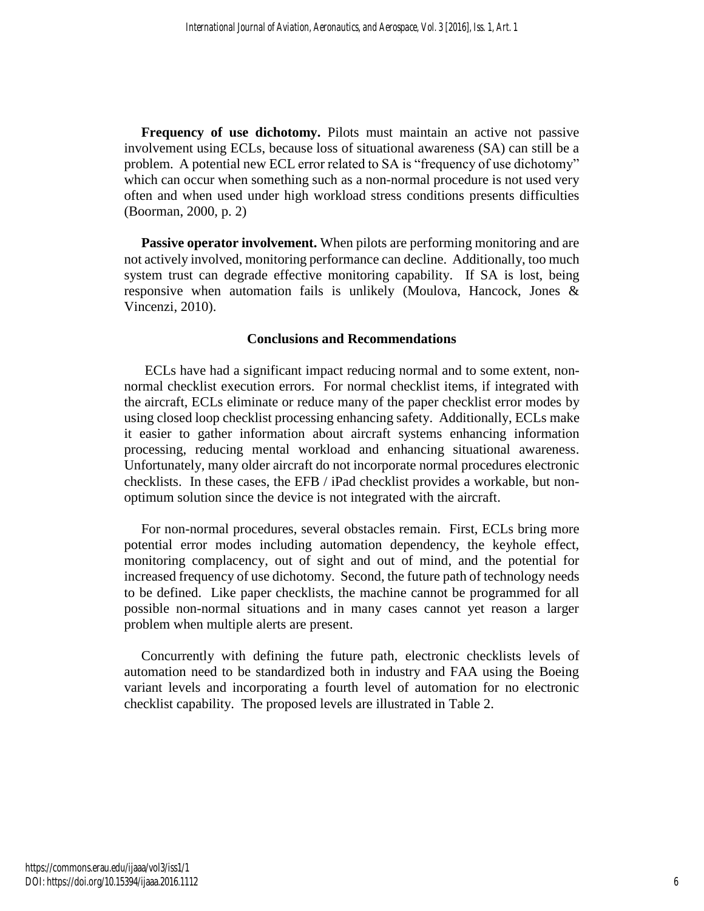**Frequency of use dichotomy.** Pilots must maintain an active not passive involvement using ECLs, because loss of situational awareness (SA) can still be a problem. A potential new ECL error related to SA is "frequency of use dichotomy" which can occur when something such as a non-normal procedure is not used very often and when used under high workload stress conditions presents difficulties (Boorman, 2000, p. 2)

**Passive operator involvement.** When pilots are performing monitoring and are not actively involved, monitoring performance can decline. Additionally, too much system trust can degrade effective monitoring capability. If SA is lost, being responsive when automation fails is unlikely (Moulova, Hancock, Jones & Vincenzi, 2010).

## Conclusions and Recommendations

ECLs have had a significant impact reducing normal and to some extent, non-normal checklist execution errors. For normal checklist items, if integrated with the aircraft, ECLs eliminate or reduce many of the paper checklist error modes by using closed loop checklist processing enhancing safety. Additionally, ECLs make it easier to gather information about aircraft systems enhancing information processing, reducing mental workload and enhancing situational awareness. Unfortunately, many older aircraft do not incorporate normal procedures electronic checklists. In these cases, the EFB / iPad checklist provides a workable, but non-optimum solution since the device is not integrated with the aircraft.

For non-normal procedures, several obstacles remain. First, ECLs bring more potential error modes including automation dependency, the keyhole effect, monitoring complacency, out of sight and out of mind, and the potential for increased frequency of use dichotomy. Second, the future path of technology needs to be defined. Like paper checklists, the machine cannot be programmed for all possible non-normal situations and in many cases cannot yet reason a larger problem when multiple alerts are present.

Concurrently with defining the future path, electronic checklists levels of automation need to be standardized both in industry and FAA using the Boeing variant levels and incorporating a fourth level of automation for no electronic checklist capability. The proposed levels are illustrated in Table 2.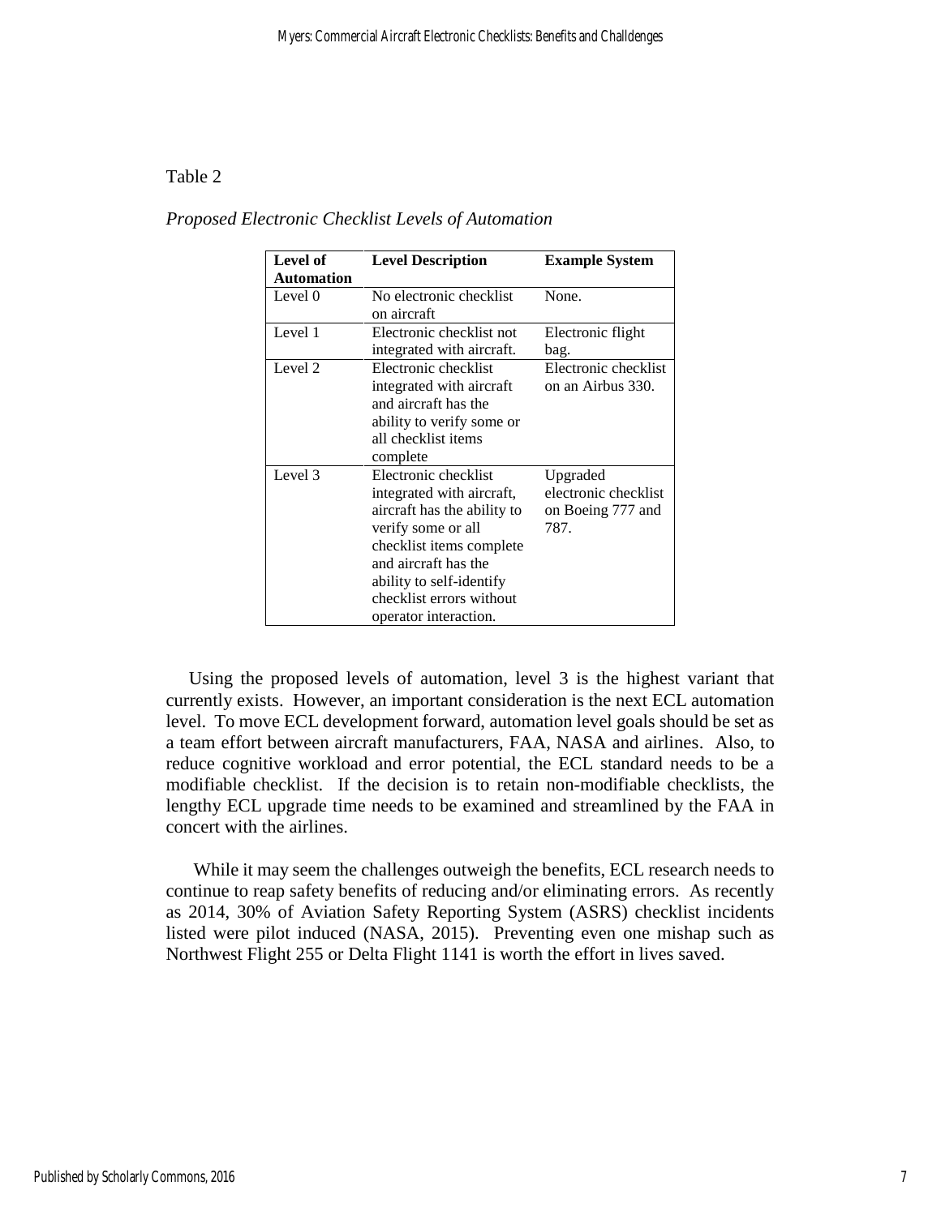Table 2

*Proposed Electronic Checklist Levels of Automation*

| Level of Automation | Level Description | Example System |
|---|---|---|
| Level 0 | No electronic checklist on aircraft | None. |
| Level 1 | Electronic checklist not integrated with aircraft. | Electronic flight bag. |
| Level 2 | Electronic checklist integrated with aircraft and aircraft has the ability to verify some or all checklist items complete | Electronic checklist on an Airbus 330. |
| Level 3 | Electronic checklist integrated with aircraft, aircraft has the ability to verify some or all checklist items complete and aircraft has the ability to self-identify checklist errors without operator interaction. | Upgraded electronic checklist on Boeing 777 and 787. |

Using the proposed levels of automation, level 3 is the highest variant that currently exists. However, an important consideration is the next ECL automation level. To move ECL development forward, automation level goals should be set as a team effort between aircraft manufacturers, FAA, NASA and airlines. Also, to reduce cognitive workload and error potential, the ECL standard needs to be a modifiable checklist. If the decision is to retain non-modifiable checklists, the lengthy ECL upgrade time needs to be examined and streamlined by the FAA in concert with the airlines.

While it may seem the challenges outweigh the benefits, ECL research needs to continue to reap safety benefits of reducing and/or eliminating errors. As recently as 2014, 30% of Aviation Safety Reporting System (ASRS) checklist incidents listed were pilot induced (NASA, 2015). Preventing even one mishap such as Northwest Flight 255 or Delta Flight 1141 is worth the effort in lives saved.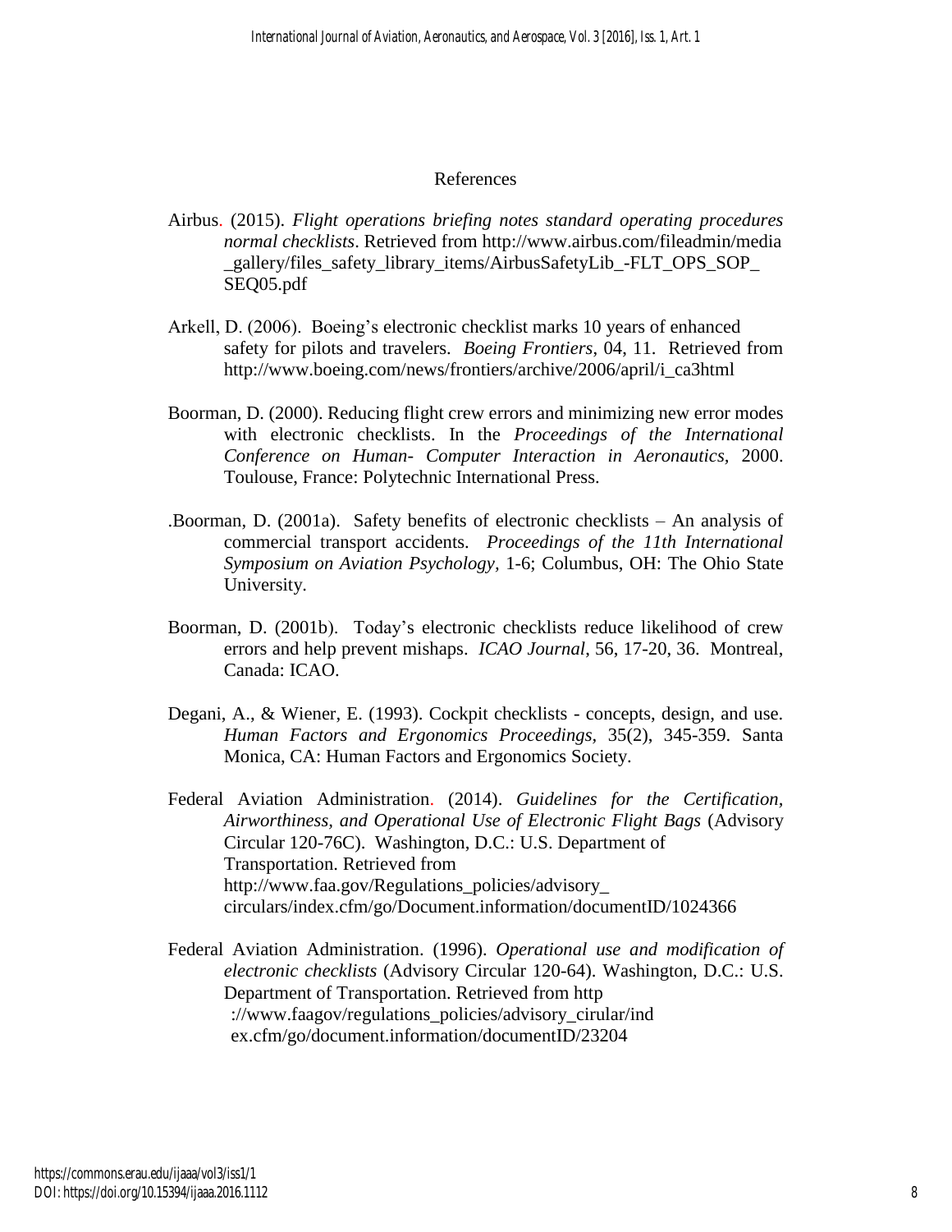# References

Airbus. (2015). *Flight operations briefing notes standard operating procedures normal checklists*. Retrieved from http://www.airbus.com/fileadmin/media _gallery/files_safety_library_items/AirbusSafetyLib_-FLT_OPS_SOP_ SEQ05.pdf

Arkell, D. (2006). Boeing's electronic checklist marks 10 years of enhanced safety for pilots and travelers. *Boeing Frontiers*, 04, 11. Retrieved from http://www.boeing.com/news/frontiers/archive/2006/april/i_ca3html

Boorman, D. (2000). Reducing flight crew errors and minimizing new error modes with electronic checklists. In the *Proceedings of the International Conference on Human- Computer Interaction in Aeronautics*, 2000. Toulouse, France: Polytechnic International Press.

.Boorman, D. (2001a). Safety benefits of electronic checklists – An analysis of commercial transport accidents. *Proceedings of the 11th International Symposium on Aviation Psychology*, 1-6; Columbus, OH: The Ohio State University.

Boorman, D. (2001b). Today's electronic checklists reduce likelihood of crew errors and help prevent mishaps. *ICAO Journal*, 56, 17-20, 36. Montreal, Canada: ICAO.

Degani, A., & Wiener, E. (1993). Cockpit checklists - concepts, design, and use. *Human Factors and Ergonomics Proceedings*, 35(2), 345-359. Santa Monica, CA: Human Factors and Ergonomics Society.

Federal Aviation Administration. (2014). *Guidelines for the Certification, Airworthiness, and Operational Use of Electronic Flight Bags* (Advisory Circular 120-76C). Washington, D.C.: U.S. Department of Transportation. Retrieved from http://www.faa.gov/Regulations_policies/advisory_ circulars/index.cfm/go/Document.information/documentID/1024366

Federal Aviation Administration. (1996). *Operational use and modification of electronic checklists* (Advisory Circular 120-64). Washington, D.C.: U.S. Department of Transportation. Retrieved from http ://www.faagov/regulations_policies/advisory_cirular/ind ex.cfm/go/document.information/documentID/23204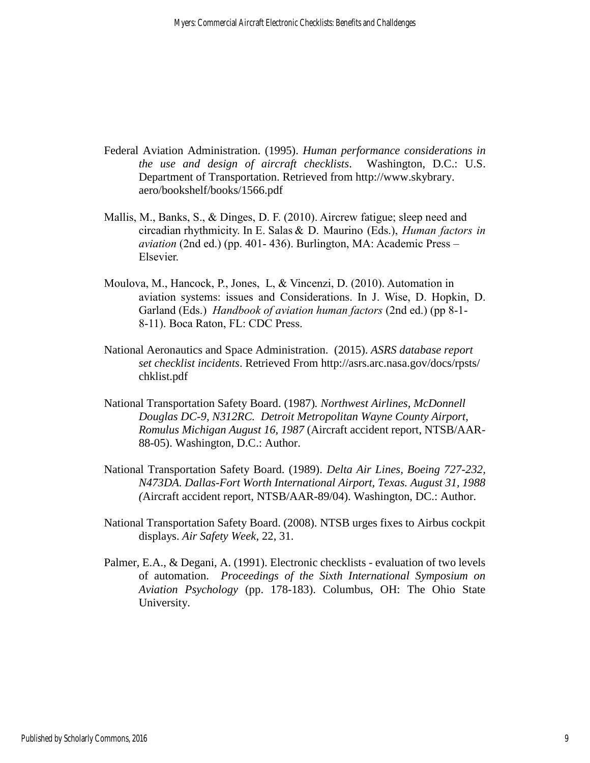Federal Aviation Administration. (1995). *Human performance considerations in the use and design of aircraft checklists*. Washington, D.C.: U.S. Department of Transportation. Retrieved from http://www.skybrary.aero/bookshelf/books/1566.pdf

Mallis, M., Banks, S., & Dinges, D. F. (2010). Aircrew fatigue; sleep need and circadian rhythmicity. In E. Salas & D. Maurino (Eds.), *Human factors in aviation* (2nd ed.) (pp. 401- 436). Burlington, MA: Academic Press – Elsevier.

Moulova, M., Hancock, P., Jones, L, & Vincenzi, D. (2010). Automation in aviation systems: issues and Considerations. In J. Wise, D. Hopkin, D. Garland (Eds.) *Handbook of aviation human factors* (2nd ed.) (pp 8-1- 8-11). Boca Raton, FL: CDC Press.

National Aeronautics and Space Administration. (2015). *ASRS database report set checklist incidents*. Retrieved From http://asrs.arc.nasa.gov/docs/rpsts/chklist.pdf

National Transportation Safety Board. (1987). *Northwest Airlines, McDonnell Douglas DC-9, N312RC. Detroit Metropolitan Wayne County Airport, Romulus Michigan August 16, 1987* (Aircraft accident report, NTSB/AAR-88-05). Washington, D.C.: Author.

National Transportation Safety Board. (1989). *Delta Air Lines, Boeing 727-232, N473DA. Dallas-Fort Worth International Airport, Texas. August 31, 1988* (Aircraft accident report, NTSB/AAR-89/04). Washington, DC.: Author.

National Transportation Safety Board. (2008). NTSB urges fixes to Airbus cockpit displays. *Air Safety Week*, 22, 31.

Palmer, E.A., & Degani, A. (1991). Electronic checklists - evaluation of two levels of automation. *Proceedings of the Sixth International Symposium on Aviation Psychology* (pp. 178-183). Columbus, OH: The Ohio State University.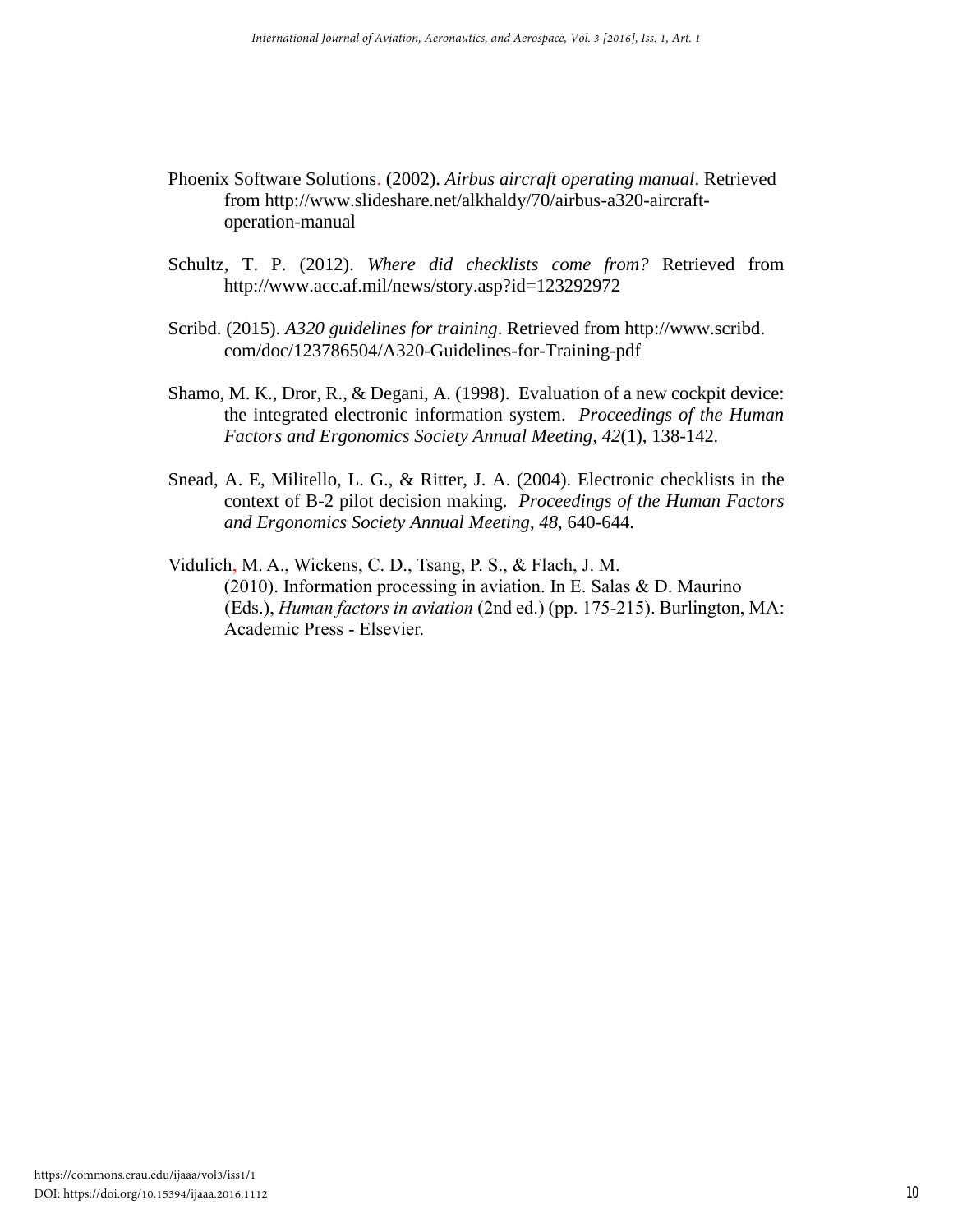Phoenix Software Solutions. (2002). *Airbus aircraft operating manual*. Retrieved from http://www.slideshare.net/alkhaldy/70/airbus-a320-aircraft-operation-manual

Schultz, T. P. (2012). *Where did checklists come from?* Retrieved from http://www.acc.af.mil/news/story.asp?id=123292972

Scribd. (2015). *A320 guidelines for training*. Retrieved from http://www.scribd.com/doc/123786504/A320-Guidelines-for-Training-pdf

Shamo, M. K., Dror, R., & Degani, A. (1998). Evaluation of a new cockpit device: the integrated electronic information system. *Proceedings of the Human Factors and Ergonomics Society Annual Meeting, 42*(1), 138-142.

Snead, A. E, Militello, L. G., & Ritter, J. A. (2004). Electronic checklists in the context of B-2 pilot decision making. *Proceedings of the Human Factors and Ergonomics Society Annual Meeting*, *48*, 640-644.

Vidulich, M. A., Wickens, C. D., Tsang, P. S., & Flach, J. M. (2010). Information processing in aviation. In E. Salas & D. Maurino (Eds.), *Human factors in aviation* (2nd ed.) (pp. 175-215). Burlington, MA: Academic Press - Elsevier.